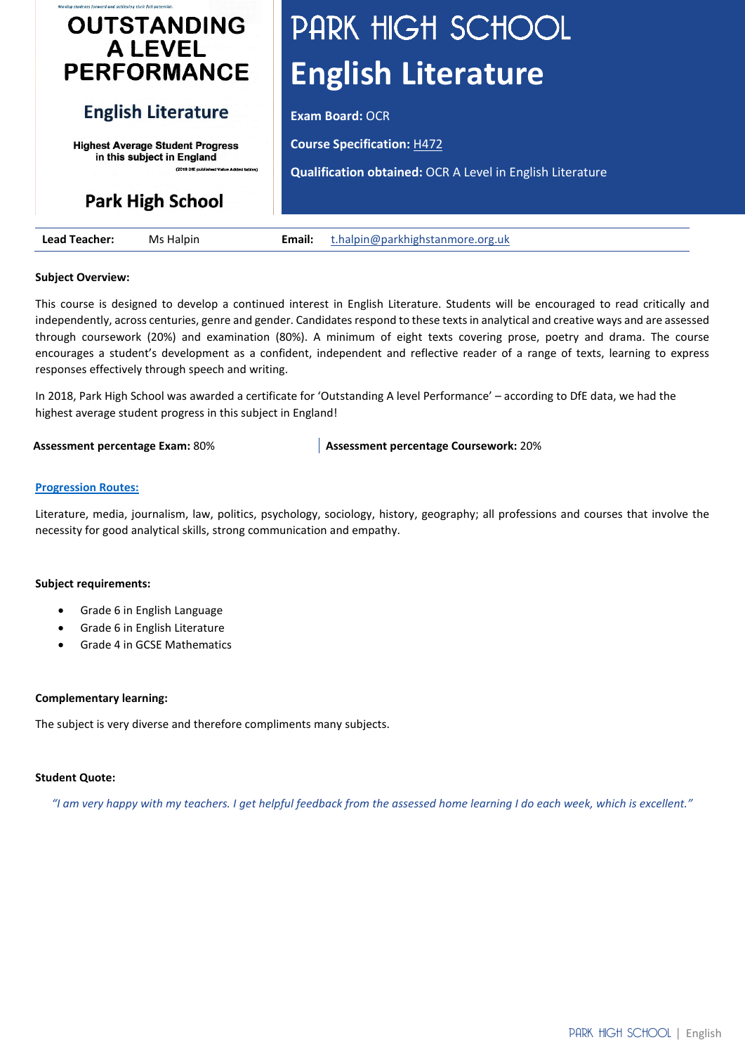Moving students forward and achieving their full potential.

**OUTSTANDING A LEVEL PERFORMANCE**

**English Literature**

**Highest Average Student Progress in this subject in England**

(2018 DfE published Value Added tables)

**Park High School**

# PARK HIGH SCHOOL

# English Literature

**Exam Board:** OCR

**Course Specification:** H472

**Qualification obtained:** OCR A Level in English Literature

| **Lead Teacher:** | Ms Halpin | **Email:** | t.halpin@parkhighstanmore.org.uk |
|---|---|---|---|

**Subject Overview:**

This course is designed to develop a continued interest in English Literature. Students will be encouraged to read critically and independently, across centuries, genre and gender. Candidates respond to these texts in analytical and creative ways and are assessed through coursework (20%) and examination (80%). A minimum of eight texts covering prose, poetry and drama. The course encourages a student's development as a confident, independent and reflective reader of a range of texts, learning to express responses effectively through speech and writing.

In 2018, Park High School was awarded a certificate for 'Outstanding A level Performance' – according to DfE data, we had the highest average student progress in this subject in England!

**Assessment percentage Exam:** 80% | **Assessment percentage Coursework:** 20%

**Progression Routes:**

Literature, media, journalism, law, politics, psychology, sociology, history, geography; all professions and courses that involve the necessity for good analytical skills, strong communication and empathy.

**Subject requirements:**

- Grade 6 in English Language
- Grade 6 in English Literature
- Grade 4 in GCSE Mathematics

**Complementary learning:**

The subject is very diverse and therefore compliments many subjects.

**Student Quote:**

*"I am very happy with my teachers. I get helpful feedback from the assessed home learning I do each week, which is excellent."*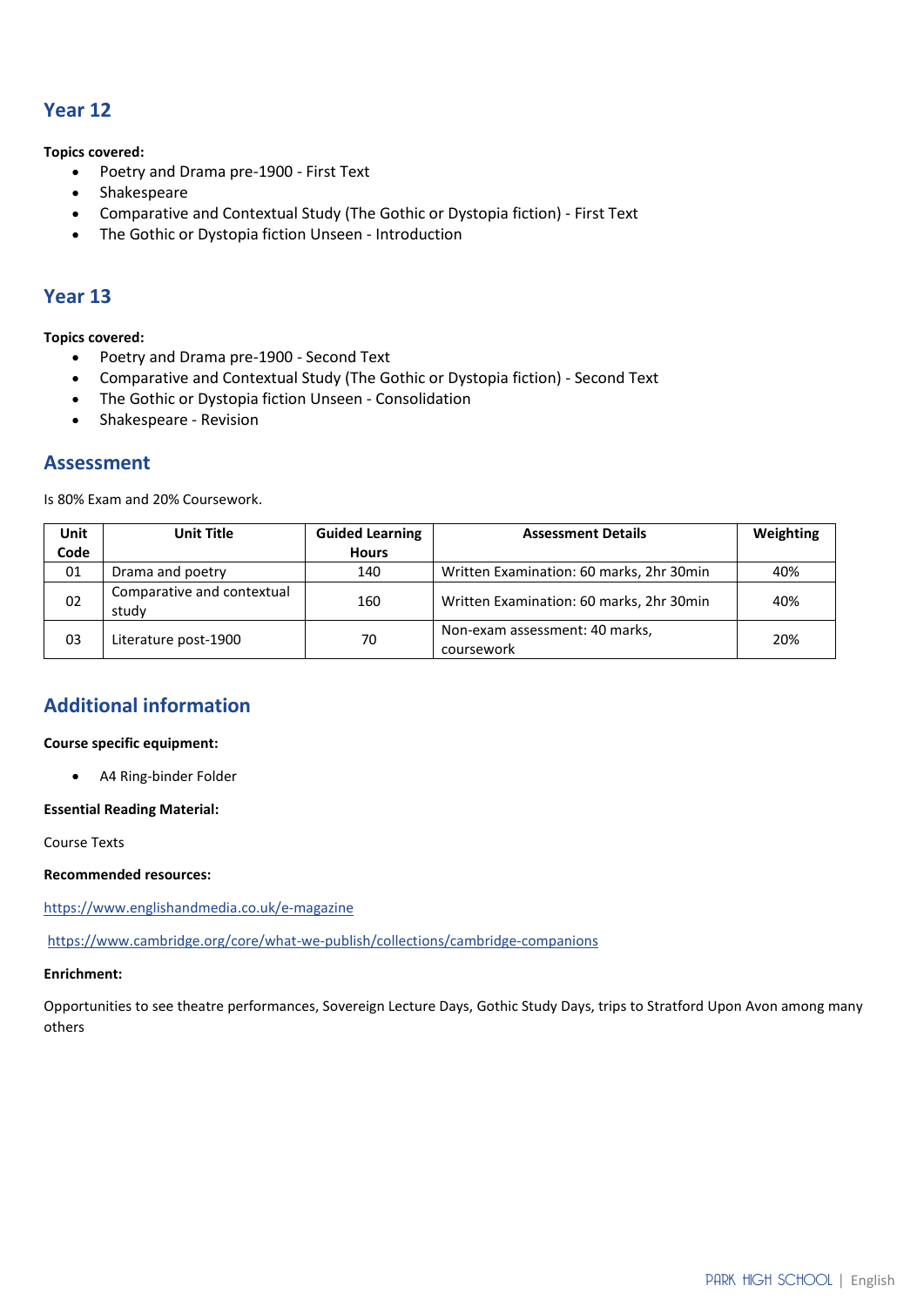## Year 12

**Topics covered:**

- Poetry and Drama pre-1900 - First Text
- Shakespeare
- Comparative and Contextual Study (The Gothic or Dystopia fiction) - First Text
- The Gothic or Dystopia fiction Unseen - Introduction

## Year 13

**Topics covered:**

- Poetry and Drama pre-1900 - Second Text
- Comparative and Contextual Study (The Gothic or Dystopia fiction) - Second Text
- The Gothic or Dystopia fiction Unseen - Consolidation
- Shakespeare - Revision

## Assessment

Is 80% Exam and 20% Coursework.

| Unit Code | Unit Title | Guided Learning Hours | Assessment Details | Weighting |
|---|---|---|---|---|
| 01 | Drama and poetry | 140 | Written Examination: 60 marks, 2hr 30min | 40% |
| 02 | Comparative and contextual study | 160 | Written Examination: 60 marks, 2hr 30min | 40% |
| 03 | Literature post-1900 | 70 | Non-exam assessment: 40 marks, coursework | 20% |

## Additional information

**Course specific equipment:**

- A4 Ring-binder Folder

**Essential Reading Material:**

Course Texts

**Recommended resources:**

https://www.englishandmedia.co.uk/e-magazine

https://www.cambridge.org/core/what-we-publish/collections/cambridge-companions

**Enrichment:**

Opportunities to see theatre performances, Sovereign Lecture Days, Gothic Study Days, trips to Stratford Upon Avon among many others